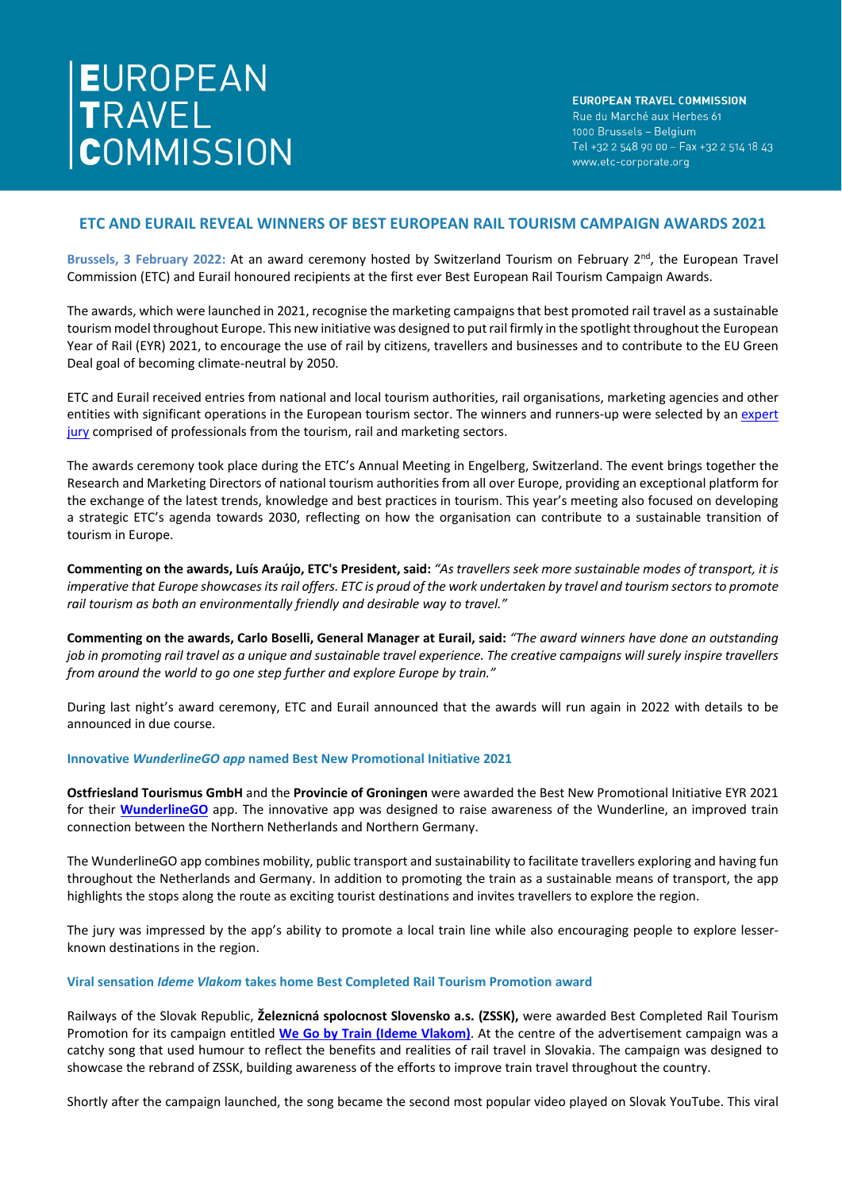# EUROPEAN TRAVEL COMMISSION

**EUROPEAN TRAVEL COMMISSION**
Rue du Marché aux Herbes 61
1000 Brussels – Belgium
Tel +32 2 548 90 00 – Fax +32 2 514 18 43
www.etc-corporate.org

## ETC AND EURAIL REVEAL WINNERS OF BEST EUROPEAN RAIL TOURISM CAMPAIGN AWARDS 2021

**Brussels, 3 February 2022:** At an award ceremony hosted by Switzerland Tourism on February 2nd, the European Travel Commission (ETC) and Eurail honoured recipients at the first ever Best European Rail Tourism Campaign Awards.

The awards, which were launched in 2021, recognise the marketing campaigns that best promoted rail travel as a sustainable tourism model throughout Europe. This new initiative was designed to put rail firmly in the spotlight throughout the European Year of Rail (EYR) 2021, to encourage the use of rail by citizens, travellers and businesses and to contribute to the EU Green Deal goal of becoming climate-neutral by 2050.

ETC and Eurail received entries from national and local tourism authorities, rail organisations, marketing agencies and other entities with significant operations in the European tourism sector. The winners and runners-up were selected by an expert jury comprised of professionals from the tourism, rail and marketing sectors.

The awards ceremony took place during the ETC's Annual Meeting in Engelberg, Switzerland. The event brings together the Research and Marketing Directors of national tourism authorities from all over Europe, providing an exceptional platform for the exchange of the latest trends, knowledge and best practices in tourism. This year's meeting also focused on developing a strategic ETC's agenda towards 2030, reflecting on how the organisation can contribute to a sustainable transition of tourism in Europe.

**Commenting on the awards, Luís Araújo, ETC's President, said:** *"As travellers seek more sustainable modes of transport, it is imperative that Europe showcases its rail offers. ETC is proud of the work undertaken by travel and tourism sectors to promote rail tourism as both an environmentally friendly and desirable way to travel."*

**Commenting on the awards, Carlo Boselli, General Manager at Eurail, said:** *"The award winners have done an outstanding job in promoting rail travel as a unique and sustainable travel experience. The creative campaigns will surely inspire travellers from around the world to go one step further and explore Europe by train."*

During last night's award ceremony, ETC and Eurail announced that the awards will run again in 2022 with details to be announced in due course.

### Innovative *WunderlineGO app* named Best New Promotional Initiative 2021

**Ostfriesland Tourismus GmbH** and the **Provincie of Groningen** were awarded the Best New Promotional Initiative EYR 2021 for their **WunderlineGO** app. The innovative app was designed to raise awareness of the Wunderline, an improved train connection between the Northern Netherlands and Northern Germany.

The WunderlineGO app combines mobility, public transport and sustainability to facilitate travellers exploring and having fun throughout the Netherlands and Germany. In addition to promoting the train as a sustainable means of transport, the app highlights the stops along the route as exciting tourist destinations and invites travellers to explore the region.

The jury was impressed by the app's ability to promote a local train line while also encouraging people to explore lesser-known destinations in the region.

### Viral sensation *Ideme Vlakom* takes home Best Completed Rail Tourism Promotion award

Railways of the Slovak Republic, **Železnicná spolocnost Slovensko a.s. (ZSSK),** were awarded Best Completed Rail Tourism Promotion for its campaign entitled **We Go by Train (Ideme Vlakom)**. At the centre of the advertisement campaign was a catchy song that used humour to reflect the benefits and realities of rail travel in Slovakia. The campaign was designed to showcase the rebrand of ZSSK, building awareness of the efforts to improve train travel throughout the country.

Shortly after the campaign launched, the song became the second most popular video played on Slovak YouTube. This viral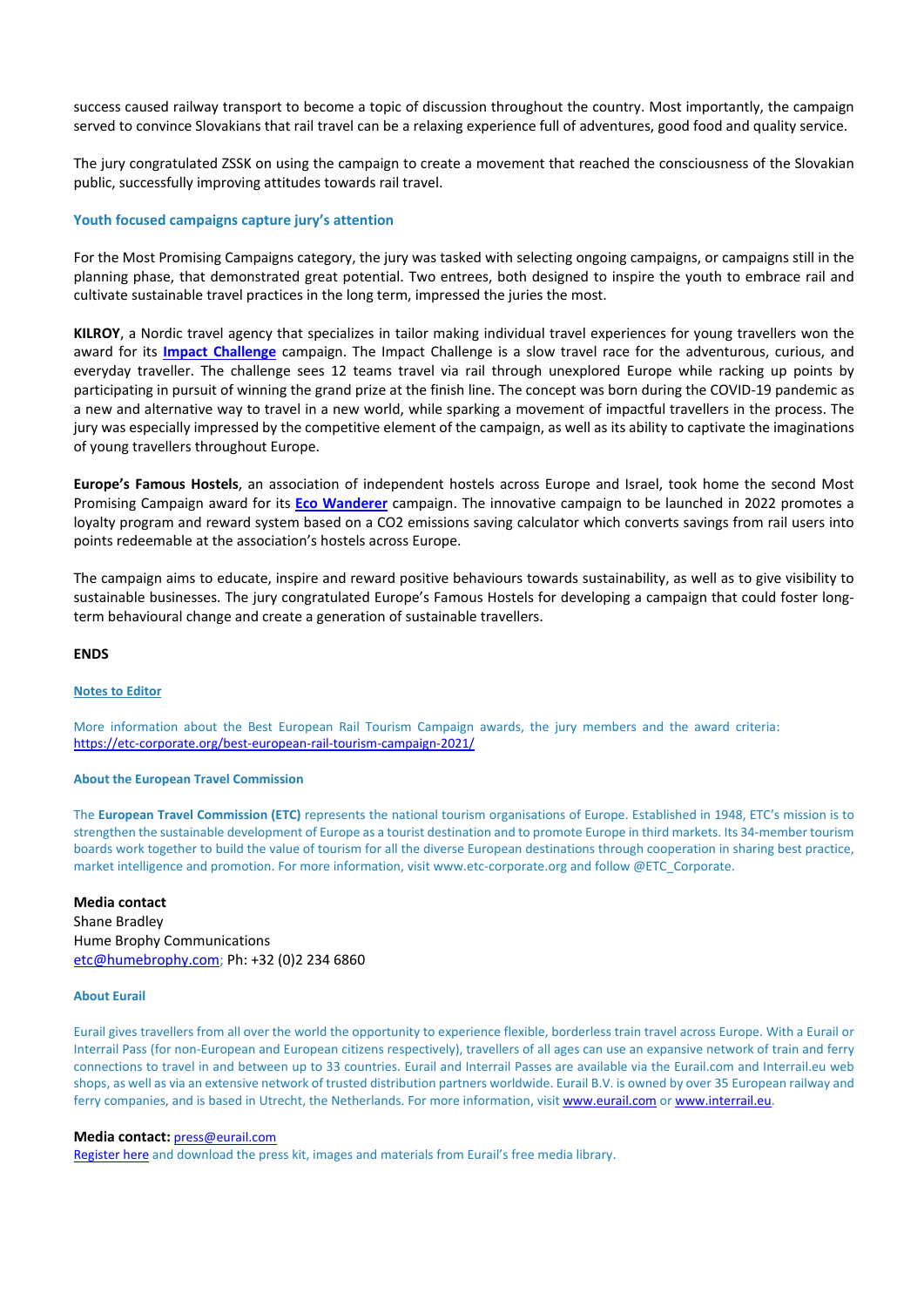success caused railway transport to become a topic of discussion throughout the country. Most importantly, the campaign served to convince Slovakians that rail travel can be a relaxing experience full of adventures, good food and quality service.

The jury congratulated ZSSK on using the campaign to create a movement that reached the consciousness of the Slovakian public, successfully improving attitudes towards rail travel.

### Youth focused campaigns capture jury's attention

For the Most Promising Campaigns category, the jury was tasked with selecting ongoing campaigns, or campaigns still in the planning phase, that demonstrated great potential. Two entrees, both designed to inspire the youth to embrace rail and cultivate sustainable travel practices in the long term, impressed the juries the most.

**KILROY**, a Nordic travel agency that specializes in tailor making individual travel experiences for young travellers won the award for its **Impact Challenge** campaign. The Impact Challenge is a slow travel race for the adventurous, curious, and everyday traveller. The challenge sees 12 teams travel via rail through unexplored Europe while racking up points by participating in pursuit of winning the grand prize at the finish line. The concept was born during the COVID-19 pandemic as a new and alternative way to travel in a new world, while sparking a movement of impactful travellers in the process. The jury was especially impressed by the competitive element of the campaign, as well as its ability to captivate the imaginations of young travellers throughout Europe.

**Europe's Famous Hostels**, an association of independent hostels across Europe and Israel, took home the second Most Promising Campaign award for its **Eco Wanderer** campaign. The innovative campaign to be launched in 2022 promotes a loyalty program and reward system based on a CO2 emissions saving calculator which converts savings from rail users into points redeemable at the association's hostels across Europe.

The campaign aims to educate, inspire and reward positive behaviours towards sustainability, as well as to give visibility to sustainable businesses. The jury congratulated Europe's Famous Hostels for developing a campaign that could foster long-term behavioural change and create a generation of sustainable travellers.

**ENDS**

#### Notes to Editor

More information about the Best European Rail Tourism Campaign awards, the jury members and the award criteria: https://etc-corporate.org/best-european-rail-tourism-campaign-2021/

#### About the European Travel Commission

The **European Travel Commission (ETC)** represents the national tourism organisations of Europe. Established in 1948, ETC's mission is to strengthen the sustainable development of Europe as a tourist destination and to promote Europe in third markets. Its 34-member tourism boards work together to build the value of tourism for all the diverse European destinations through cooperation in sharing best practice, market intelligence and promotion. For more information, visit www.etc-corporate.org and follow @ETC_Corporate.

**Media contact**
Shane Bradley
Hume Brophy Communications
etc@humebrophy.com; Ph: +32 (0)2 234 6860

#### About Eurail

Eurail gives travellers from all over the world the opportunity to experience flexible, borderless train travel across Europe. With a Eurail or Interrail Pass (for non-European and European citizens respectively), travellers of all ages can use an expansive network of train and ferry connections to travel in and between up to 33 countries. Eurail and Interrail Passes are available via the Eurail.com and Interrail.eu web shops, as well as via an extensive network of trusted distribution partners worldwide. Eurail B.V. is owned by over 35 European railway and ferry companies, and is based in Utrecht, the Netherlands. For more information, visit www.eurail.com or www.interrail.eu.

**Media contact:** press@eurail.com
Register here and download the press kit, images and materials from Eurail's free media library.